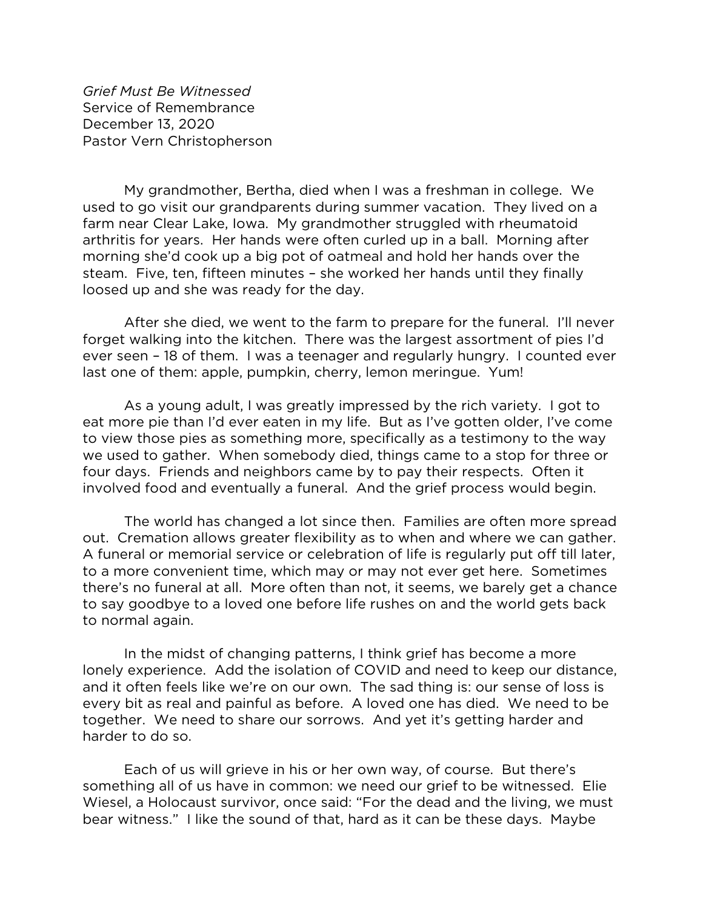*Grief Must Be Witnessed*
Service of Remembrance
December 13, 2020
Pastor Vern Christopherson

My grandmother, Bertha, died when I was a freshman in college. We used to go visit our grandparents during summer vacation. They lived on a farm near Clear Lake, Iowa. My grandmother struggled with rheumatoid arthritis for years. Her hands were often curled up in a ball. Morning after morning she'd cook up a big pot of oatmeal and hold her hands over the steam. Five, ten, fifteen minutes – she worked her hands until they finally loosed up and she was ready for the day.

After she died, we went to the farm to prepare for the funeral. I'll never forget walking into the kitchen. There was the largest assortment of pies I'd ever seen – 18 of them. I was a teenager and regularly hungry. I counted ever last one of them: apple, pumpkin, cherry, lemon meringue. Yum!

As a young adult, I was greatly impressed by the rich variety. I got to eat more pie than I'd ever eaten in my life. But as I've gotten older, I've come to view those pies as something more, specifically as a testimony to the way we used to gather. When somebody died, things came to a stop for three or four days. Friends and neighbors came by to pay their respects. Often it involved food and eventually a funeral. And the grief process would begin.

The world has changed a lot since then. Families are often more spread out. Cremation allows greater flexibility as to when and where we can gather. A funeral or memorial service or celebration of life is regularly put off till later, to a more convenient time, which may or may not ever get here. Sometimes there's no funeral at all. More often than not, it seems, we barely get a chance to say goodbye to a loved one before life rushes on and the world gets back to normal again.

In the midst of changing patterns, I think grief has become a more lonely experience. Add the isolation of COVID and need to keep our distance, and it often feels like we're on our own. The sad thing is: our sense of loss is every bit as real and painful as before. A loved one has died. We need to be together. We need to share our sorrows. And yet it's getting harder and harder to do so.

Each of us will grieve in his or her own way, of course. But there's something all of us have in common: we need our grief to be witnessed. Elie Wiesel, a Holocaust survivor, once said: "For the dead and the living, we must bear witness." I like the sound of that, hard as it can be these days. Maybe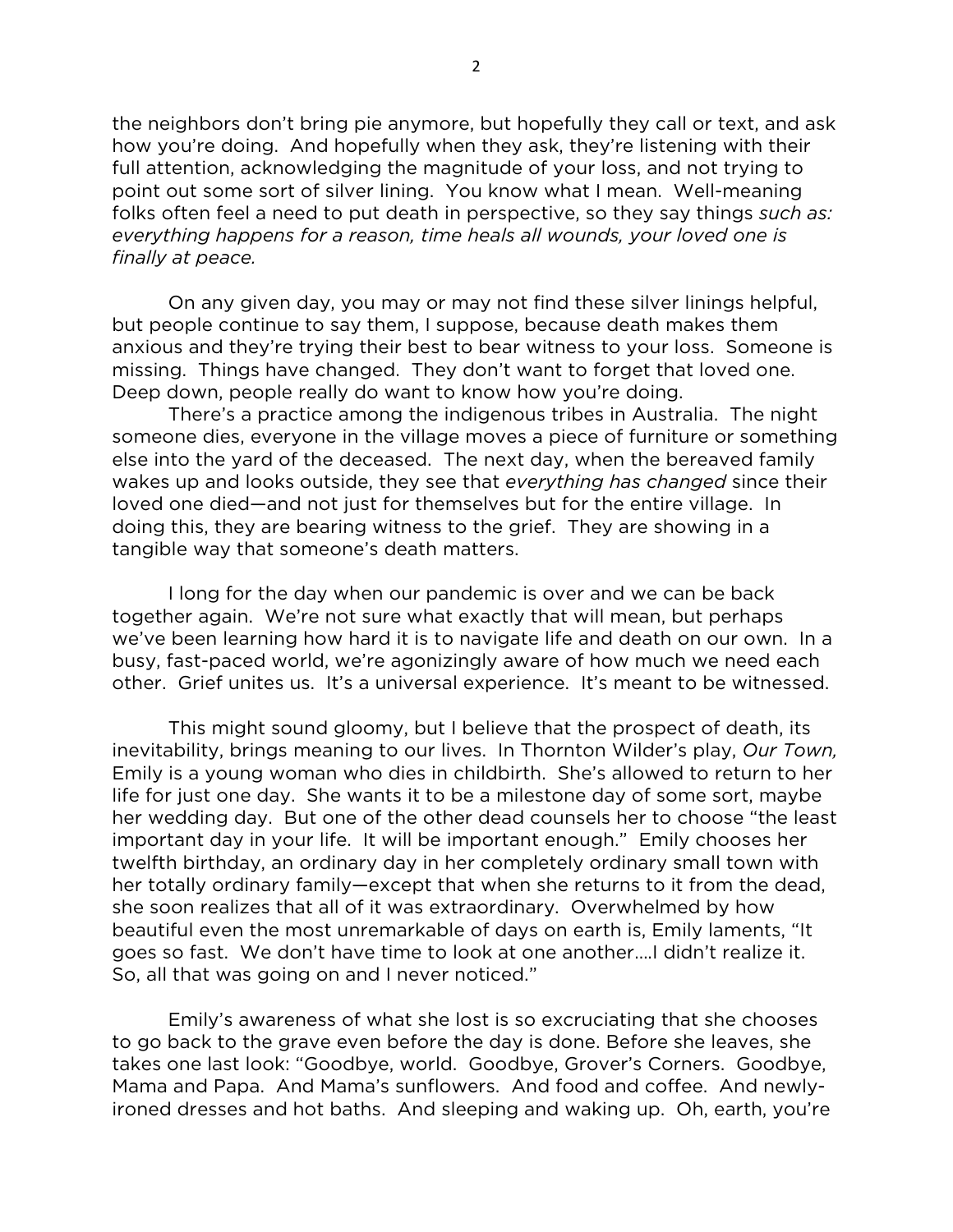the neighbors don't bring pie anymore, but hopefully they call or text, and ask how you're doing. And hopefully when they ask, they're listening with their full attention, acknowledging the magnitude of your loss, and not trying to point out some sort of silver lining. You know what I mean. Well-meaning folks often feel a need to put death in perspective, so they say things *such as: everything happens for a reason, time heals all wounds, your loved one is finally at peace.*

On any given day, you may or may not find these silver linings helpful, but people continue to say them, I suppose, because death makes them anxious and they're trying their best to bear witness to your loss. Someone is missing. Things have changed. They don't want to forget that loved one. Deep down, people really do want to know how you're doing.

There's a practice among the indigenous tribes in Australia. The night someone dies, everyone in the village moves a piece of furniture or something else into the yard of the deceased. The next day, when the bereaved family wakes up and looks outside, they see that *everything has changed* since their loved one died—and not just for themselves but for the entire village. In doing this, they are bearing witness to the grief. They are showing in a tangible way that someone's death matters.

I long for the day when our pandemic is over and we can be back together again. We're not sure what exactly that will mean, but perhaps we've been learning how hard it is to navigate life and death on our own. In a busy, fast-paced world, we're agonizingly aware of how much we need each other. Grief unites us. It's a universal experience. It's meant to be witnessed.

This might sound gloomy, but I believe that the prospect of death, its inevitability, brings meaning to our lives. In Thornton Wilder's play, *Our Town,* Emily is a young woman who dies in childbirth. She's allowed to return to her life for just one day. She wants it to be a milestone day of some sort, maybe her wedding day. But one of the other dead counsels her to choose "the least important day in your life. It will be important enough." Emily chooses her twelfth birthday, an ordinary day in her completely ordinary small town with her totally ordinary family—except that when she returns to it from the dead, she soon realizes that all of it was extraordinary. Overwhelmed by how beautiful even the most unremarkable of days on earth is, Emily laments, "It goes so fast. We don't have time to look at one another….I didn't realize it. So, all that was going on and I never noticed."

Emily's awareness of what she lost is so excruciating that she chooses to go back to the grave even before the day is done. Before she leaves, she takes one last look: "Goodbye, world. Goodbye, Grover's Corners. Goodbye, Mama and Papa. And Mama's sunflowers. And food and coffee. And newly-ironed dresses and hot baths. And sleeping and waking up. Oh, earth, you're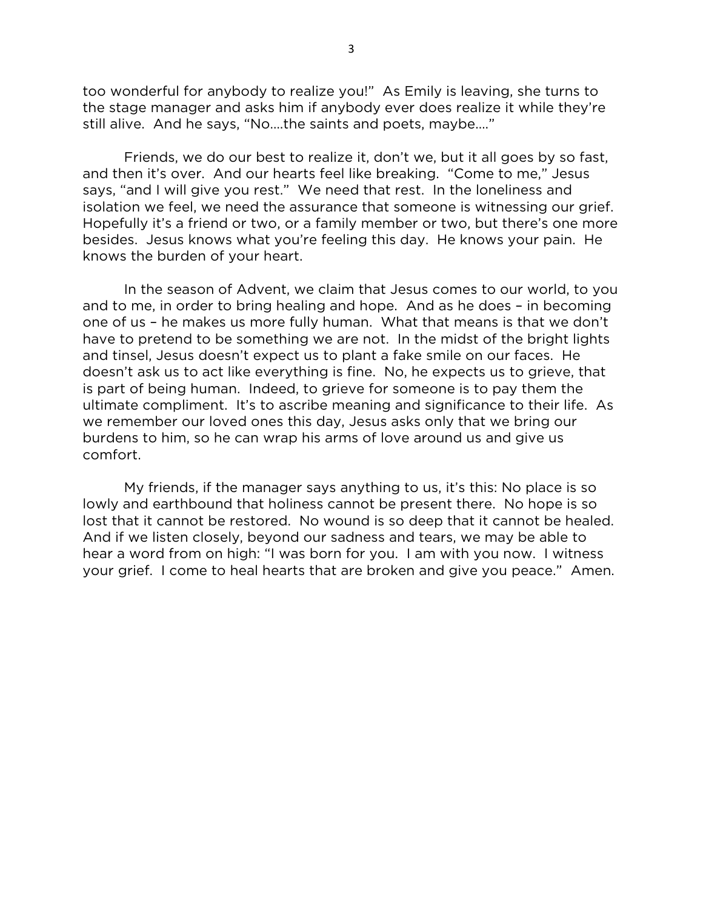too wonderful for anybody to realize you!" As Emily is leaving, she turns to the stage manager and asks him if anybody ever does realize it while they're still alive. And he says, "No….the saints and poets, maybe…."

Friends, we do our best to realize it, don't we, but it all goes by so fast, and then it's over. And our hearts feel like breaking. "Come to me," Jesus says, "and I will give you rest." We need that rest. In the loneliness and isolation we feel, we need the assurance that someone is witnessing our grief. Hopefully it's a friend or two, or a family member or two, but there's one more besides. Jesus knows what you're feeling this day. He knows your pain. He knows the burden of your heart.

In the season of Advent, we claim that Jesus comes to our world, to you and to me, in order to bring healing and hope. And as he does – in becoming one of us – he makes us more fully human. What that means is that we don't have to pretend to be something we are not. In the midst of the bright lights and tinsel, Jesus doesn't expect us to plant a fake smile on our faces. He doesn't ask us to act like everything is fine. No, he expects us to grieve, that is part of being human. Indeed, to grieve for someone is to pay them the ultimate compliment. It's to ascribe meaning and significance to their life. As we remember our loved ones this day, Jesus asks only that we bring our burdens to him, so he can wrap his arms of love around us and give us comfort.

My friends, if the manager says anything to us, it's this: No place is so lowly and earthbound that holiness cannot be present there. No hope is so lost that it cannot be restored. No wound is so deep that it cannot be healed. And if we listen closely, beyond our sadness and tears, we may be able to hear a word from on high: "I was born for you. I am with you now. I witness your grief. I come to heal hearts that are broken and give you peace." Amen.